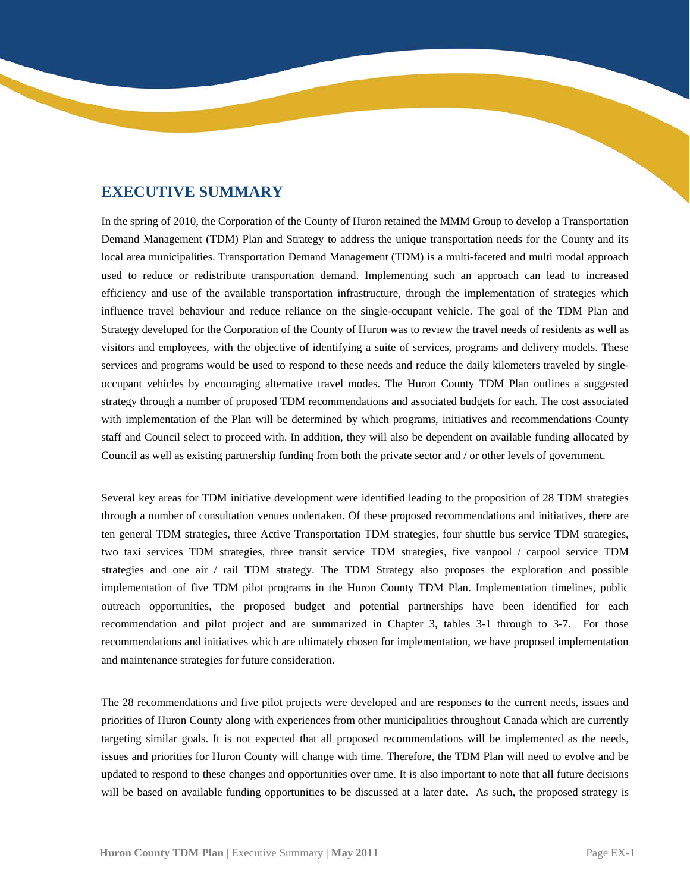# EXECUTIVE SUMMARY

In the spring of 2010, the Corporation of the County of Huron retained the MMM Group to develop a Transportation Demand Management (TDM) Plan and Strategy to address the unique transportation needs for the County and its local area municipalities. Transportation Demand Management (TDM) is a multi-faceted and multi modal approach used to reduce or redistribute transportation demand. Implementing such an approach can lead to increased efficiency and use of the available transportation infrastructure, through the implementation of strategies which influence travel behaviour and reduce reliance on the single-occupant vehicle. The goal of the TDM Plan and Strategy developed for the Corporation of the County of Huron was to review the travel needs of residents as well as visitors and employees, with the objective of identifying a suite of services, programs and delivery models. These services and programs would be used to respond to these needs and reduce the daily kilometers traveled by single-occupant vehicles by encouraging alternative travel modes. The Huron County TDM Plan outlines a suggested strategy through a number of proposed TDM recommendations and associated budgets for each. The cost associated with implementation of the Plan will be determined by which programs, initiatives and recommendations County staff and Council select to proceed with. In addition, they will also be dependent on available funding allocated by Council as well as existing partnership funding from both the private sector and / or other levels of government.

Several key areas for TDM initiative development were identified leading to the proposition of 28 TDM strategies through a number of consultation venues undertaken. Of these proposed recommendations and initiatives, there are ten general TDM strategies, three Active Transportation TDM strategies, four shuttle bus service TDM strategies, two taxi services TDM strategies, three transit service TDM strategies, five vanpool / carpool service TDM strategies and one air / rail TDM strategy. The TDM Strategy also proposes the exploration and possible implementation of five TDM pilot programs in the Huron County TDM Plan. Implementation timelines, public outreach opportunities, the proposed budget and potential partnerships have been identified for each recommendation and pilot project and are summarized in Chapter 3, tables 3-1 through to 3-7. For those recommendations and initiatives which are ultimately chosen for implementation, we have proposed implementation and maintenance strategies for future consideration.

The 28 recommendations and five pilot projects were developed and are responses to the current needs, issues and priorities of Huron County along with experiences from other municipalities throughout Canada which are currently targeting similar goals. It is not expected that all proposed recommendations will be implemented as the needs, issues and priorities for Huron County will change with time. Therefore, the TDM Plan will need to evolve and be updated to respond to these changes and opportunities over time. It is also important to note that all future decisions will be based on available funding opportunities to be discussed at a later date. As such, the proposed strategy is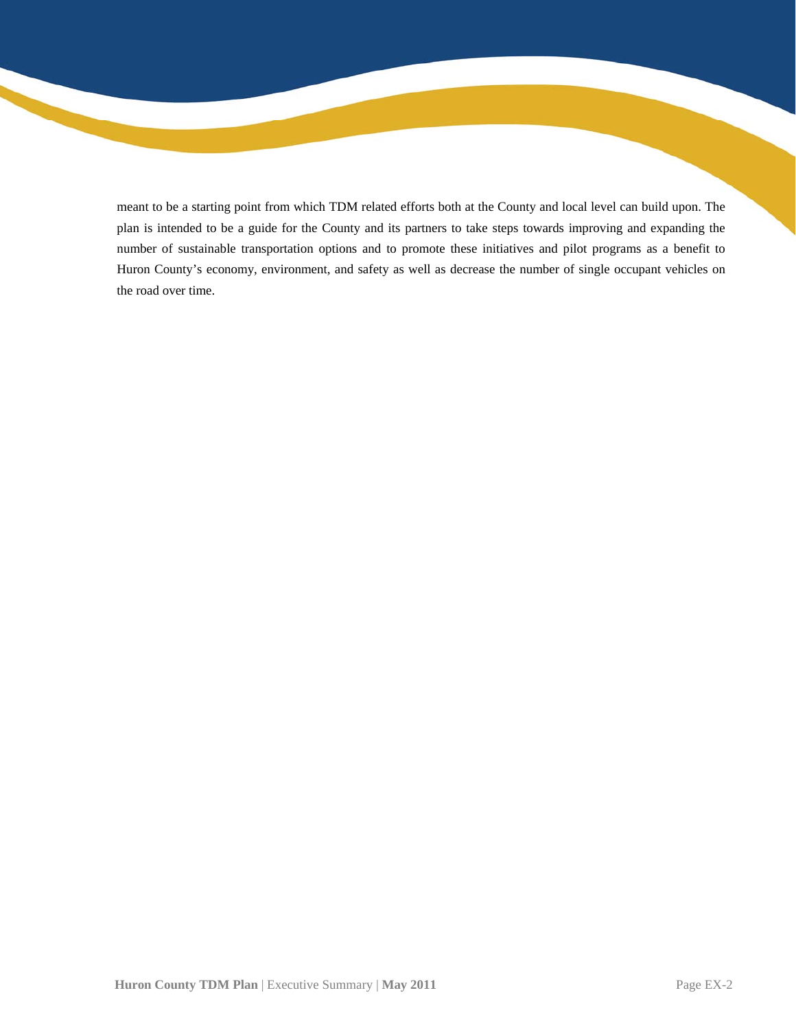meant to be a starting point from which TDM related efforts both at the County and local level can build upon. The plan is intended to be a guide for the County and its partners to take steps towards improving and expanding the number of sustainable transportation options and to promote these initiatives and pilot programs as a benefit to Huron County's economy, environment, and safety as well as decrease the number of single occupant vehicles on the road over time.